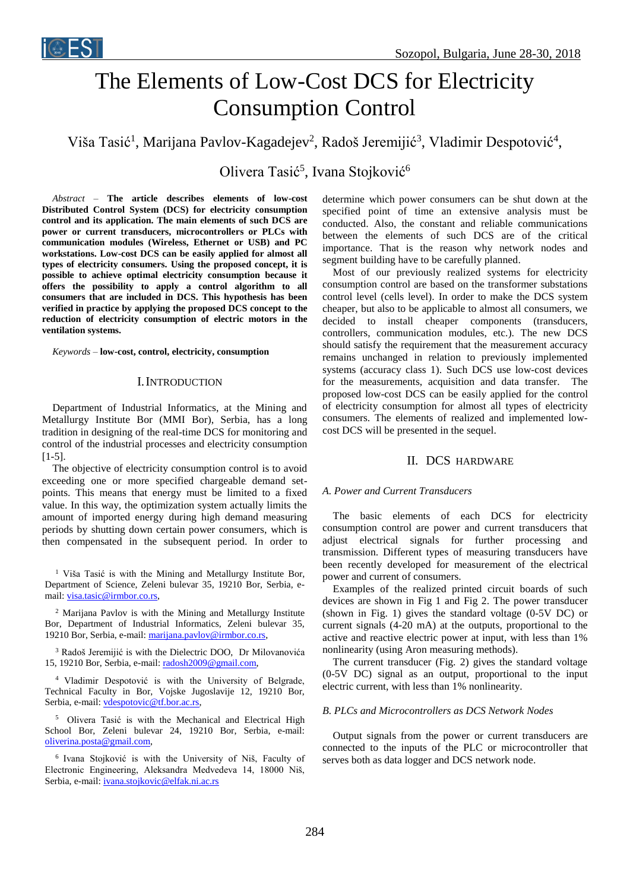# The Elements of Low-Cost DCS for Electricity Consumption Control

Viša Tasić[1], Marijana Pavlov-Kagadejev[2], Radoš Jeremijić[3], Vladimir Despotović[4], Olivera Tasić[5], Ivana Stojković[6]

*Abstract* – **The article describes elements of low-cost Distributed Control System (DCS) for electricity consumption control and its application. The main elements of such DCS are power or current transducers, microcontrollers or PLCs with communication modules (Wireless, Ethernet or USB) and PC workstations. Low-cost DCS can be easily applied for almost all types of electricity consumers. Using the proposed concept, it is possible to achieve optimal electricity consumption because it offers the possibility to apply a control algorithm to all consumers that are included in DCS. This hypothesis has been verified in practice by applying the proposed DCS concept to the reduction of electricity consumption of electric motors in the ventilation systems.**

*Keywords* – **low-cost, control, electricity, consumption**

## I. Introduction

Department of Industrial Informatics, at the Mining and Metallurgy Institute Bor (MMI Bor), Serbia, has a long tradition in designing of the real-time DCS for monitoring and control of the industrial processes and electricity consumption [1-5].

The objective of electricity consumption control is to avoid exceeding one or more specified chargeable demand set-points. This means that energy must be limited to a fixed value. In this way, the optimization system actually limits the amount of imported energy during high demand measuring periods by shutting down certain power consumers, which is then compensated in the subsequent period. In order to determine which power consumers can be shut down at the specified point of time an extensive analysis must be conducted. Also, the constant and reliable communications between the elements of such DCS are of the critical importance. That is the reason why network nodes and segment building have to be carefully planned.

Most of our previously realized systems for electricity consumption control are based on the transformer substations control level (cells level). In order to make the DCS system cheaper, but also to be applicable to almost all consumers, we decided to install cheaper components (transducers, controllers, communication modules, etc.). The new DCS should satisfy the requirement that the measurement accuracy remains unchanged in relation to previously implemented systems (accuracy class 1). Such DCS use low-cost devices for the measurements, acquisition and data transfer. The proposed low-cost DCS can be easily applied for the control of electricity consumption for almost all types of electricity consumers. The elements of realized and implemented low-cost DCS will be presented in the sequel.

## II. DCS Hardware

### A. Power and Current Transducers

The basic elements of each DCS for electricity consumption control are power and current transducers that adjust electrical signals for further processing and transmission. Different types of measuring transducers have been recently developed for measurement of the electrical power and current of consumers.

Examples of the realized printed circuit boards of such devices are shown in Fig 1 and Fig 2. The power transducer (shown in Fig. 1) gives the standard voltage (0-5V DC) or current signals (4-20 mA) at the outputs, proportional to the active and reactive electric power at input, with less than 1% nonlinearity (using Aron measuring methods).

The current transducer (Fig. 2) gives the standard voltage (0-5V DC) signal as an output, proportional to the input electric current, with less than 1% nonlinearity.

### B. PLCs and Microcontrollers as DCS Network Nodes

Output signals from the power or current transducers are connected to the inputs of the PLC or microcontroller that serves both as data logger and DCS network node.

---

[1] Viša Tasić is with the Mining and Metallurgy Institute Bor, Department of Science, Zeleni bulevar 35, 19210 Bor, Serbia, e-mail: visa.tasic@irmbor.co.rs,

[2] Marijana Pavlov is with the Mining and Metallurgy Institute Bor, Department of Industrial Informatics, Zeleni bulevar 35, 19210 Bor, Serbia, e-mail: marijana.pavlov@irmbor.co.rs,

[3] Radoš Jeremijić is with the Dielectric DOO, Dr Milovanovića 15, 19210 Bor, Serbia, e-mail: radosh2009@gmail.com,

[4] Vladimir Despotović is with the University of Belgrade, Technical Faculty in Bor, Vojske Jugoslavije 12, 19210 Bor, Serbia, e-mail: vdespotovic@tf.bor.ac.rs,

[5] Olivera Tasić is with the Mechanical and Electrical High School Bor, Zeleni bulevar 24, 19210 Bor, Serbia, e-mail: oliverina.posta@gmail.com,

[6] Ivana Stojković is with the University of Niš, Faculty of Electronic Engineering, Aleksandra Medvedeva 14, 18000 Niš, Serbia, e-mail: ivana.stojkovic@elfak.ni.ac.rs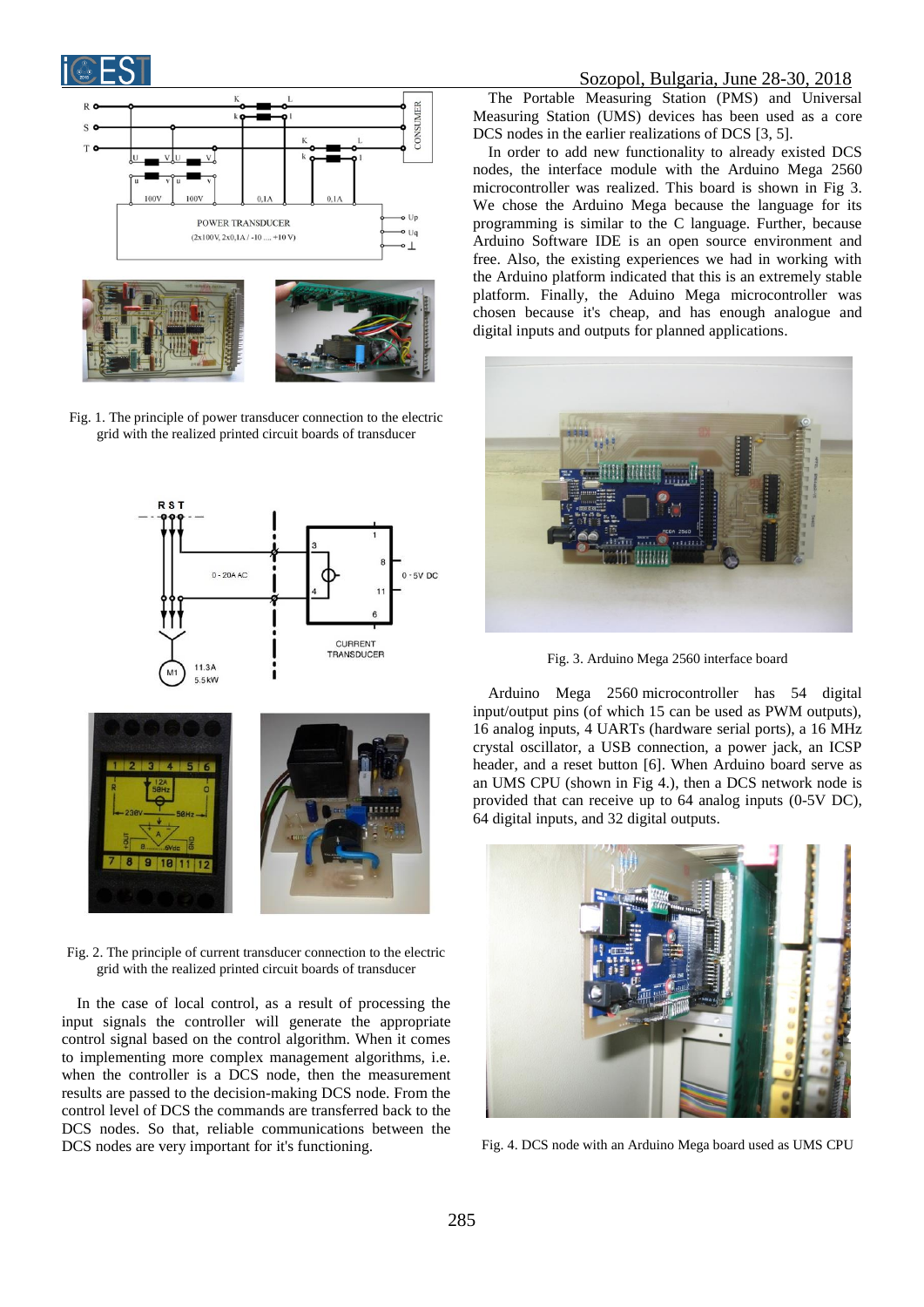Fig. 1. The principle of power transducer connection to the electric grid with the realized printed circuit boards of transducer

Fig. 2. The principle of current transducer connection to the electric grid with the realized printed circuit boards of transducer

In the case of local control, as a result of processing the input signals the controller will generate the appropriate control signal based on the control algorithm. When it comes to implementing more complex management algorithms, i.e. when the controller is a DCS node, then the measurement results are passed to the decision-making DCS node. From the control level of DCS the commands are transferred back to the DCS nodes. So that, reliable communications between the DCS nodes are very important for it's functioning.

The Portable Measuring Station (PMS) and Universal Measuring Station (UMS) devices has been used as a core DCS nodes in the earlier realizations of DCS [3, 5].

In order to add new functionality to already existed DCS nodes, the interface module with the Arduino Mega 2560 microcontroller was realized. This board is shown in Fig 3. We chose the Arduino Mega because the language for its programming is similar to the C language. Further, because the Arduino Software IDE is an open source environment and free. Also, the existing experiences we had in working with the Arduino platform indicated that this is an extremely stable platform. Finally, the Aduino Mega microcontroller was chosen because it's cheap, and has enough analogue and digital inputs and outputs for planned applications.

Fig. 3. Arduino Mega 2560 interface board

Arduino Mega 2560 microcontroller has 54 digital input/output pins (of which 15 can be used as PWM outputs), 16 analog inputs, 4 UARTs (hardware serial ports), a 16 MHz crystal oscillator, a USB connection, a power jack, an ICSP header, and a reset button [6]. When Arduino board serve as an UMS CPU (shown in Fig 4.), then a DCS network node is provided that can receive up to 64 analog inputs (0-5V DC), 64 digital inputs, and 32 digital outputs.

Fig. 4. DCS node with an Arduino Mega board used as UMS CPU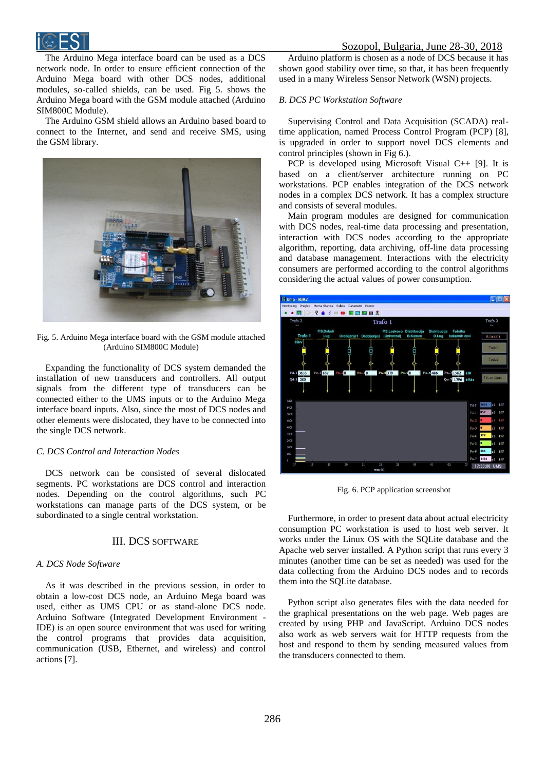The Arduino Mega interface board can be used as a DCS network node. In order to ensure efficient connection of the Arduino Mega board with other DCS nodes, additional modules, so-called shields, can be used. Fig 5. shows the Arduino Mega board with the GSM module attached (Arduino SIM800C Module).

The Arduino GSM shield allows an Arduino based board to connect to the Internet, and send and receive SMS, using the GSM library.

Fig. 5. Arduino Mega interface board with the GSM module attached (Arduino SIM800C Module)

Expanding the functionality of DCS system demanded the installation of new transducers and controllers. All output signals from the different type of transducers can be connected either to the UMS inputs or to the Arduino Mega interface board inputs. Also, since the most of DCS nodes and other elements were dislocated, they have to be connected into the single DCS network.

### C. DCS Control and Interaction Nodes

DCS network can be consisted of several dislocated segments. PC workstations are DCS control and interaction nodes. Depending on the control algorithms, such PC workstations can manage parts of the DCS system, or be subordinated to a single central workstation.

## III. DCS SOFTWARE

### A. DCS Node Software

As it was described in the previous session, in order to obtain a low-cost DCS node, an Arduino Mega board was used, either as UMS CPU or as stand-alone DCS node. Arduino Software (Integrated Development Environment - IDE) is an open source environment that was used for writing the control programs that provides data acquisition, communication (USB, Ethernet, and wireless) and control actions [7].

Arduino platform is chosen as a node of DCS because it has shown good stability over time, so that, it has been frequently used in a many Wireless Sensor Network (WSN) projects.

### B. DCS PC Workstation Software

Supervising Control and Data Acquisition (SCADA) real-time application, named Process Control Program (PCP) [8], is upgraded in order to support novel DCS elements and control principles (shown in Fig 6.).

PCP is developed using Microsoft Visual C++ [9]. It is based on a client/server architecture running on PC workstations. PCP enables integration of the DCS network nodes in a complex DCS network. It has a complex structure and consists of several modules.

Main program modules are designed for communication with DCS nodes, real-time data processing and presentation, interaction with DCS nodes according to the appropriate algorithm, reporting, data archiving, off-line data processing and database management. Interactions with the electricity consumers are performed according to the control algorithms considering the actual values of power consumption.

Fig. 6. PCP application screenshot

Furthermore, in order to present data about actual electricity consumption PC workstation is used to host web server. It works under the Linux OS with the SQLite database and the Apache web server installed. A Python script that runs every 3 minutes (another time can be set as needed) was used for the data collecting from the Arduino DCS nodes and to records them into the SQLite database.

Python script also generates files with the data needed for the graphical presentations on the web page. Web pages are created by using PHP and JavaScript. Arduino DCS nodes also work as web servers wait for HTTP requests from the host and respond to them by sending measured values from the transducers connected to them.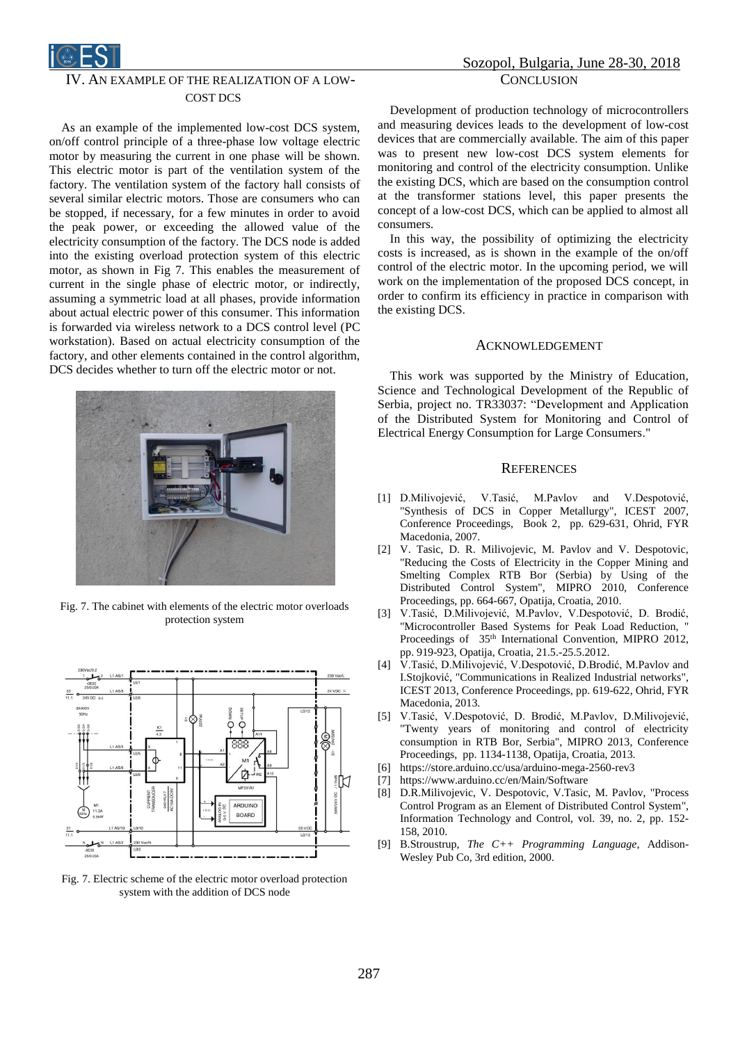## IV. An Example of the Realization of a Low-Cost DCS

As an example of the implemented low-cost DCS system, on/off control principle of a three-phase low voltage electric motor by measuring the current in one phase will be shown. This electric motor is part of the ventilation system of the factory. The ventilation system of the factory hall consists of several similar electric motors. Those are consumers who can be stopped, if necessary, for a few minutes in order to avoid the peak power, or exceeding the allowed value of the electricity consumption of the factory. The DCS node is added into the existing overload protection system of this electric motor, as shown in Fig 7. This enables the measurement of current in the single phase of electric motor, or indirectly, assuming a symmetric load at all phases, provide information about actual electric power of this consumer. This information is forwarded via wireless network to a DCS control level (PC workstation). Based on actual electricity consumption of the factory, and other elements contained in the control algorithm, DCS decides whether to turn off the electric motor or not.

Fig. 7. The cabinet with elements of the electric motor overloads protection system

Fig. 7. Electric scheme of the electric motor overload protection system with the addition of DCS node

## Conclusion

Development of production technology of microcontrollers and measuring devices leads to the development of low-cost devices that are commercially available. The aim of this paper was to present new low-cost DCS system elements for monitoring and control of the electricity consumption. Unlike the existing DCS, which are based on the consumption control at the transformer stations level, this paper presents the concept of a low-cost DCS, which can be applied to almost all consumers.

In this way, the possibility of optimizing the electricity costs is increased, as is shown in the example of the on/off control of the electric motor. In the upcoming period, we will work on the implementation of the proposed DCS concept, in order to confirm its efficiency in practice in comparison with the existing DCS.

## Acknowledgement

This work was supported by the Ministry of Education, Science and Technological Development of the Republic of Serbia, project no. TR33037: "Development and Application of the Distributed System for Monitoring and Control of Electrical Energy Consumption for Large Consumers."

## References

[1] D.Milivojević, V.Tasić, M.Pavlov and V.Despotović, "Synthesis of DCS in Copper Metallurgy", ICEST 2007, Conference Proceedings, Book 2, pp. 629-631, Ohrid, FYR Macedonia, 2007.

[2] V. Tasic, D. R. Milivojevic, M. Pavlov and V. Despotovic, "Reducing the Costs of Electricity in the Copper Mining and Smelting Complex RTB Bor (Serbia) by Using of the Distributed Control System", MIPRO 2010, Conference Proceedings, pp. 664-667, Opatija, Croatia, 2010.

[3] V.Tasić, D.Milivojević, M.Pavlov, V.Despotović, D. Brodić, "Microcontroller Based Systems for Peak Load Reduction, " Proceedings of 35th International Convention, MIPRO 2012, pp. 919-923, Opatija, Croatia, 21.5.-25.5.2012.

[4] V.Tasić, D.Milivojević, V.Despotović, D.Brodić, M.Pavlov and I.Stojković, "Communications in Realized Industrial networks", ICEST 2013, Conference Proceedings, pp. 619-622, Ohrid, FYR Macedonia, 2013.

[5] V.Tasić, V.Despotović, D. Brodić, M.Pavlov, D.Milivojević, "Twenty years of monitoring and control of electricity consumption in RTB Bor, Serbia", MIPRO 2013, Conference Proceedings, pp. 1134-1138, Opatija, Croatia, 2013.

[6] https://store.arduino.cc/usa/arduino-mega-2560-rev3

[7] https://www.arduino.cc/en/Main/Software

[8] D.R.Milivojevic, V. Despotovic, V.Tasic, M. Pavlov, "Process Control Program as an Element of Distributed Control System", Information Technology and Control, vol. 39, no. 2, pp. 152-158, 2010.

[9] B.Stroustrup, *The C++ Programming Language*, Addison-Wesley Pub Co, 3rd edition, 2000.